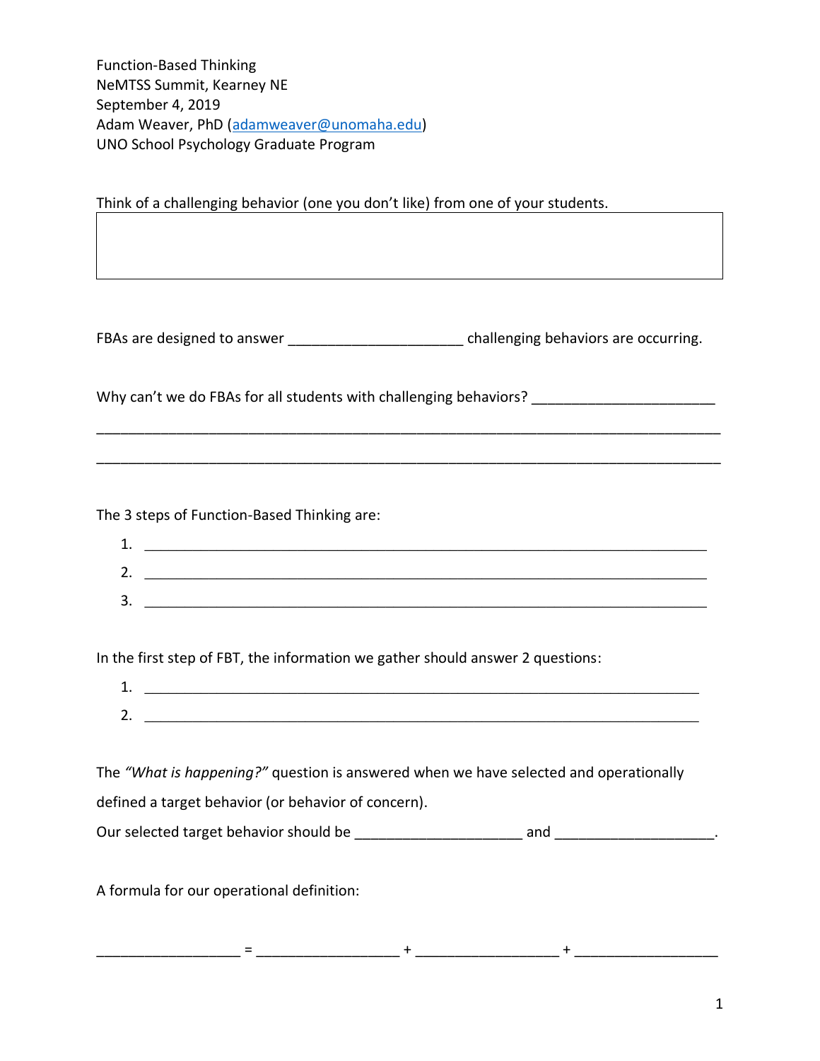Function-Based Thinking
NeMTSS Summit, Kearney NE
September 4, 2019
Adam Weaver, PhD (adamweaver@unomaha.edu)
UNO School Psychology Graduate Program

Think of a challenging behavior (one you don't like) from one of your students.

|  |
|---|
|  |

FBAs are designed to answer ______________________ challenging behaviors are occurring.

Why can't we do FBAs for all students with challenging behaviors? _______________________

_______________________________________________________________________________

_______________________________________________________________________________

The 3 steps of Function-Based Thinking are:

1. _______________________________________________________________________
2. _______________________________________________________________________
3. _______________________________________________________________________

In the first step of FBT, the information we gather should answer 2 questions:

1. _______________________________________________________________________
2. _______________________________________________________________________

The *"What is happening?"* question is answered when we have selected and operationally defined a target behavior (or behavior of concern).

Our selected target behavior should be _____________________ and ____________________.

A formula for our operational definition:

__________________ = __________________ + __________________ + __________________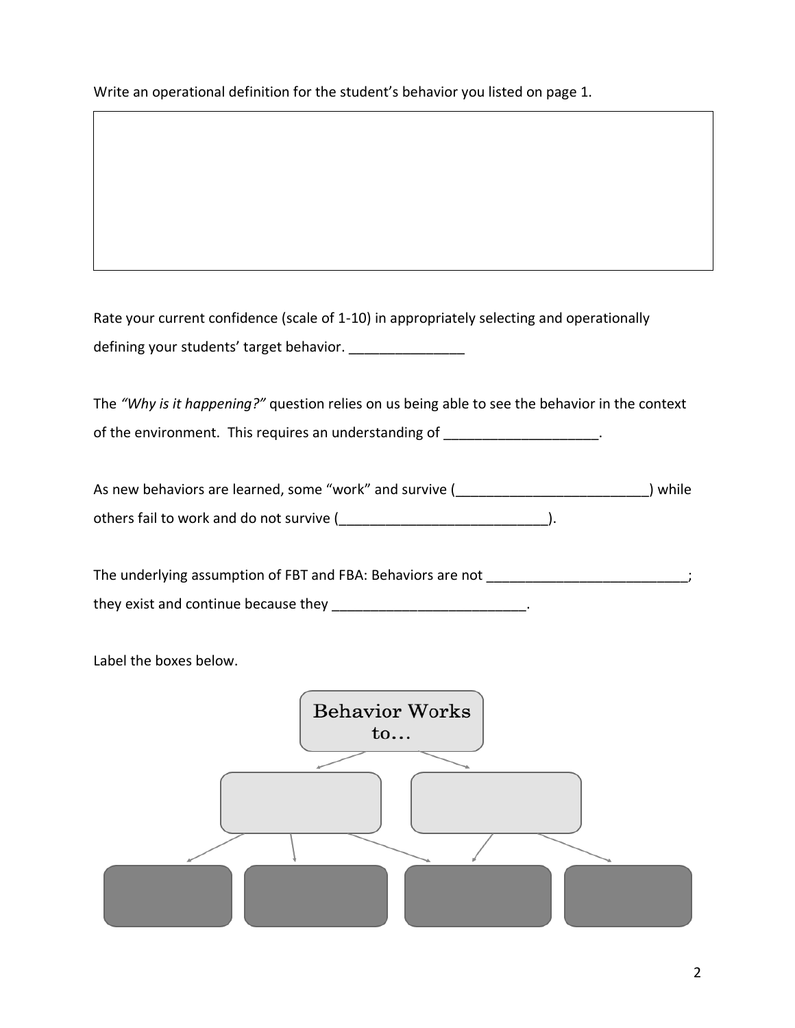Write an operational definition for the student's behavior you listed on page 1.

Rate your current confidence (scale of 1-10) in appropriately selecting and operationally defining your students' target behavior. _______________

The *"Why is it happening?"* question relies on us being able to see the behavior in the context of the environment. This requires an understanding of ____________________.

As new behaviors are learned, some "work" and survive (_________________________) while others fail to work and do not survive (___________________________).

The underlying assumption of FBT and FBA: Behaviors are not __________________________; they exist and continue because they _________________________.

Label the boxes below.

Behavior Works to...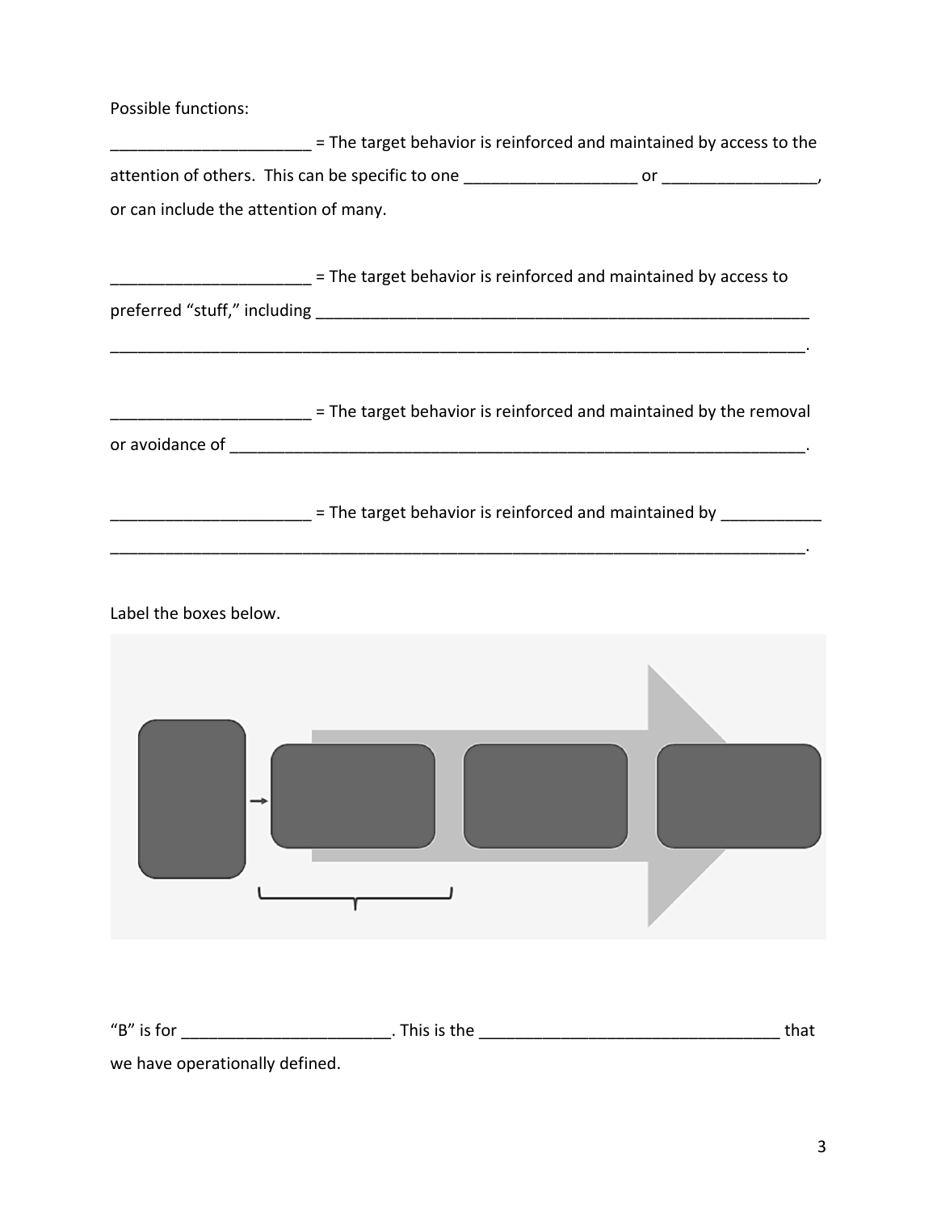Possible functions:

______________________ = The target behavior is reinforced and maintained by access to the attention of others. This can be specific to one ___________________ or _________________, or can include the attention of many.

______________________ = The target behavior is reinforced and maintained by access to preferred "stuff," including ___________________________________________________________ ____________________________________________________________________________.

______________________ = The target behavior is reinforced and maintained by the removal or avoidance of ___________________________________________________________________.

______________________ = The target behavior is reinforced and maintained by ___________ ____________________________________________________________________________.

Label the boxes below.

"B" is for ________________________. This is the __________________________________ that we have operationally defined.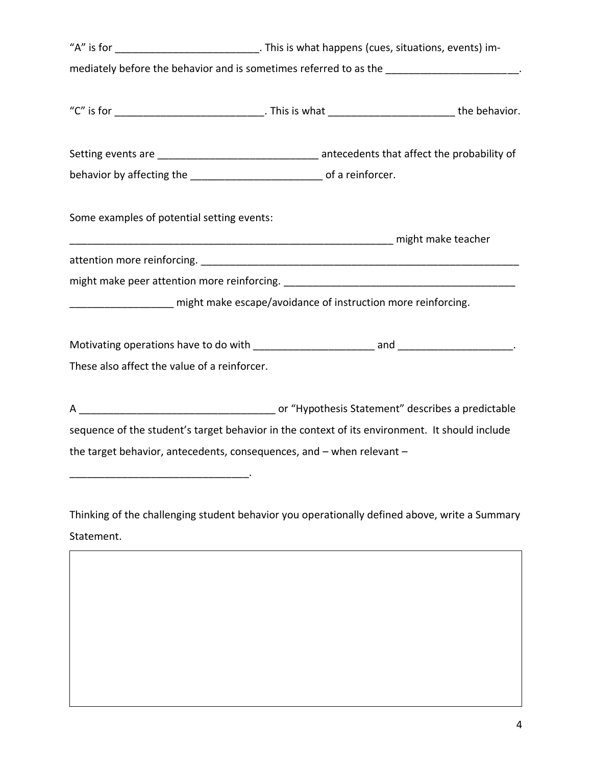"A" is for _________________________. This is what happens (cues, situations, events) immediately before the behavior and is sometimes referred to as the _______________________.

"C" is for __________________________. This is what ______________________ the behavior.

Setting events are ____________________________ antecedents that affect the probability of behavior by affecting the _______________________ of a reinforcer.

Some examples of potential setting events:

___________________________________________________________ might make teacher attention more reinforcing. __________________________________________________________ might make peer attention more reinforcing. _________________________________________

__________________ might make escape/avoidance of instruction more reinforcing.

Motivating operations have to do with _____________________ and ____________________. These also affect the value of a reinforcer.

A __________________________________ or "Hypothesis Statement" describes a predictable sequence of the student's target behavior in the context of its environment. It should include the target behavior, antecedents, consequences, and – when relevant – _______________________________.

Thinking of the challenging student behavior you operationally defined above, write a Summary Statement.

|   |
|---|
|   |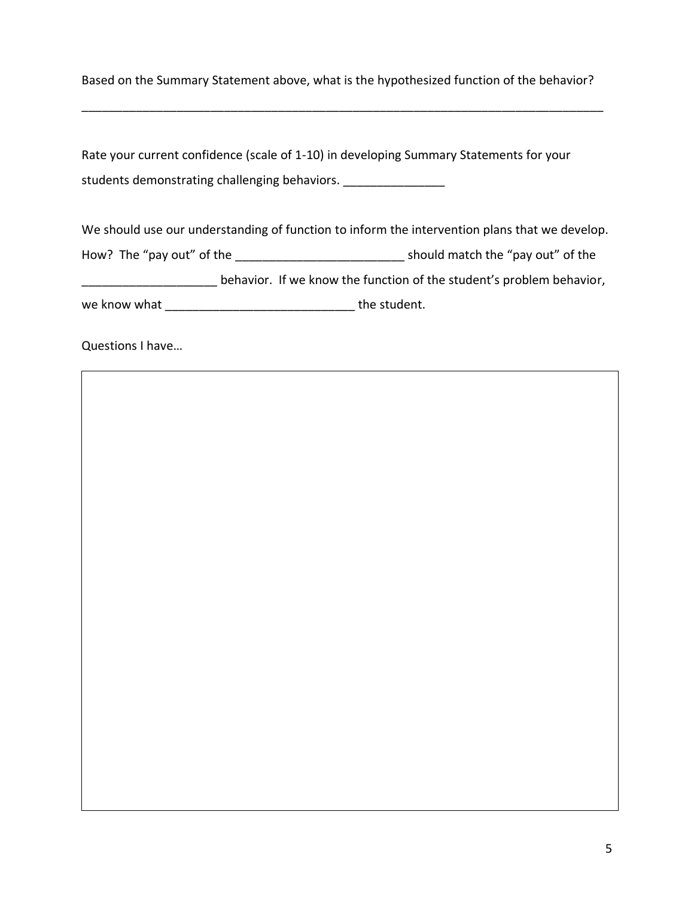Based on the Summary Statement above, what is the hypothesized function of the behavior?

_______________________________________________________________________________

Rate your current confidence (scale of 1-10) in developing Summary Statements for your students demonstrating challenging behaviors. _______________

We should use our understanding of function to inform the intervention plans that we develop. How? The "pay out" of the _________________________ should match the "pay out" of the ____________________ behavior. If we know the function of the student's problem behavior, we know what ____________________________ the student.

Questions I have…

| |
| --- |
| |